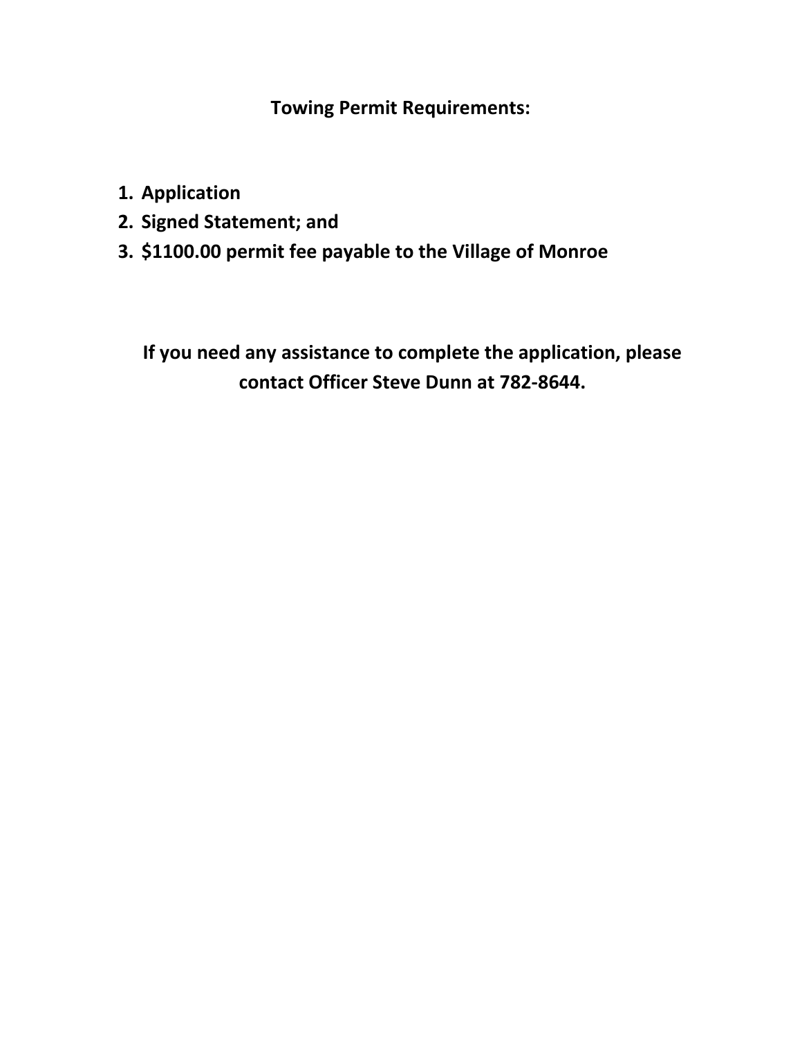# Towing Permit Requirements:

1. **Application**
2. **Signed Statement; and**
3. **$1100.00 permit fee payable to the Village of Monroe**

**If you need any assistance to complete the application, please contact Officer Steve Dunn at 782-8644.**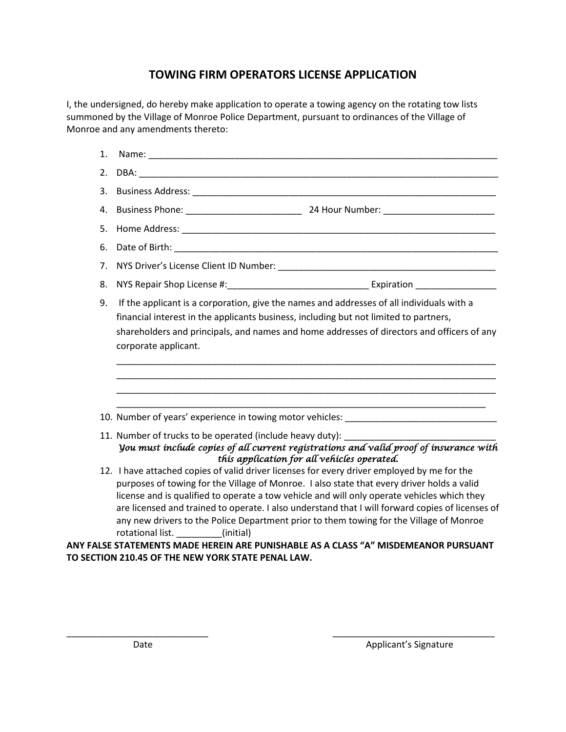# TOWING FIRM OPERATORS LICENSE APPLICATION

I, the undersigned, do hereby make application to operate a towing agency on the rotating tow lists summoned by the Village of Monroe Police Department, pursuant to ordinances of the Village of Monroe and any amendments thereto:

1. Name: ______________________________________________________________________
2. DBA: _______________________________________________________________________
3. Business Address: _____________________________________________________________
4. Business Phone: _______________________ 24 Hour Number: ______________________
5. Home Address: _______________________________________________________________
6. Date of Birth: ________________________________________________________________
7. NYS Driver's License Client ID Number: ____________________________________________
8. NYS Repair Shop License #:_____________________________ Expiration ________________
9. If the applicant is a corporation, give the names and addresses of all individuals with a financial interest in the applicants business, including but not limited to partners, shareholders and principals, and names and home addresses of directors and officers of any corporate applicant.

   ___________________________________________________________________________
   ___________________________________________________________________________
   ___________________________________________________________________________
   ___________________________________________________________________________

10. Number of years' experience in towing motor vehicles: ______________________________
11. Number of trucks to be operated (include heavy duty): ______________________________

    ***You must include copies of all current registrations and valid proof of insurance with this application for all vehicles operated.***

12. I have attached copies of valid driver licenses for every driver employed by me for the purposes of towing for the Village of Monroe. I also state that every driver holds a valid license and is qualified to operate a tow vehicle and will only operate vehicles which they are licensed and trained to operate. I also understand that I will forward copies of licenses of any new drivers to the Police Department prior to them towing for the Village of Monroe rotational list. _________(initial)

**ANY FALSE STATEMENTS MADE HEREIN ARE PUNISHABLE AS A CLASS "A" MISDEMEANOR PURSUANT TO SECTION 210.45 OF THE NEW YORK STATE PENAL LAW.**

____________________________ ________________________________

Date Applicant's Signature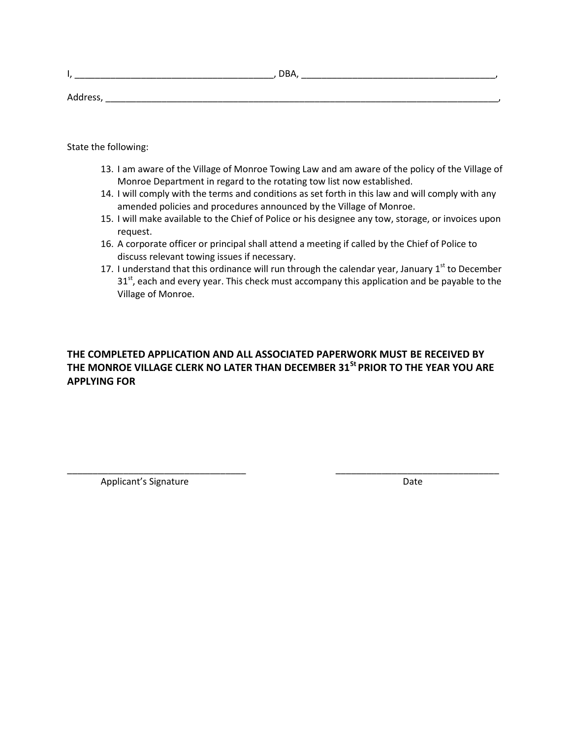I, ______________________________________, DBA, ______________________________________,

Address, ________________________________________________________________________________,

State the following:

13. I am aware of the Village of Monroe Towing Law and am aware of the policy of the Village of Monroe Department in regard to the rotating tow list now established.
14. I will comply with the terms and conditions as set forth in this law and will comply with any amended policies and procedures announced by the Village of Monroe.
15. I will make available to the Chief of Police or his designee any tow, storage, or invoices upon request.
16. A corporate officer or principal shall attend a meeting if called by the Chief of Police to discuss relevant towing issues if necessary.
17. I understand that this ordinance will run through the calendar year, January 1st to December 31st, each and every year. This check must accompany this application and be payable to the Village of Monroe.

**THE COMPLETED APPLICATION AND ALL ASSOCIATED PAPERWORK MUST BE RECEIVED BY THE MONROE VILLAGE CLERK NO LATER THAN DECEMBER 31St PRIOR TO THE YEAR YOU ARE APPLYING FOR**

___________________________________ &nbsp;&nbsp;&nbsp;&nbsp;&nbsp;&nbsp;&nbsp;&nbsp; ________________________________

Applicant's Signature &nbsp;&nbsp;&nbsp;&nbsp;&nbsp;&nbsp;&nbsp;&nbsp;&nbsp;&nbsp;&nbsp;&nbsp;&nbsp;&nbsp;&nbsp;&nbsp;&nbsp;&nbsp;&nbsp;&nbsp;&nbsp;&nbsp;&nbsp;&nbsp;&nbsp;&nbsp;&nbsp;&nbsp;&nbsp;&nbsp; Date